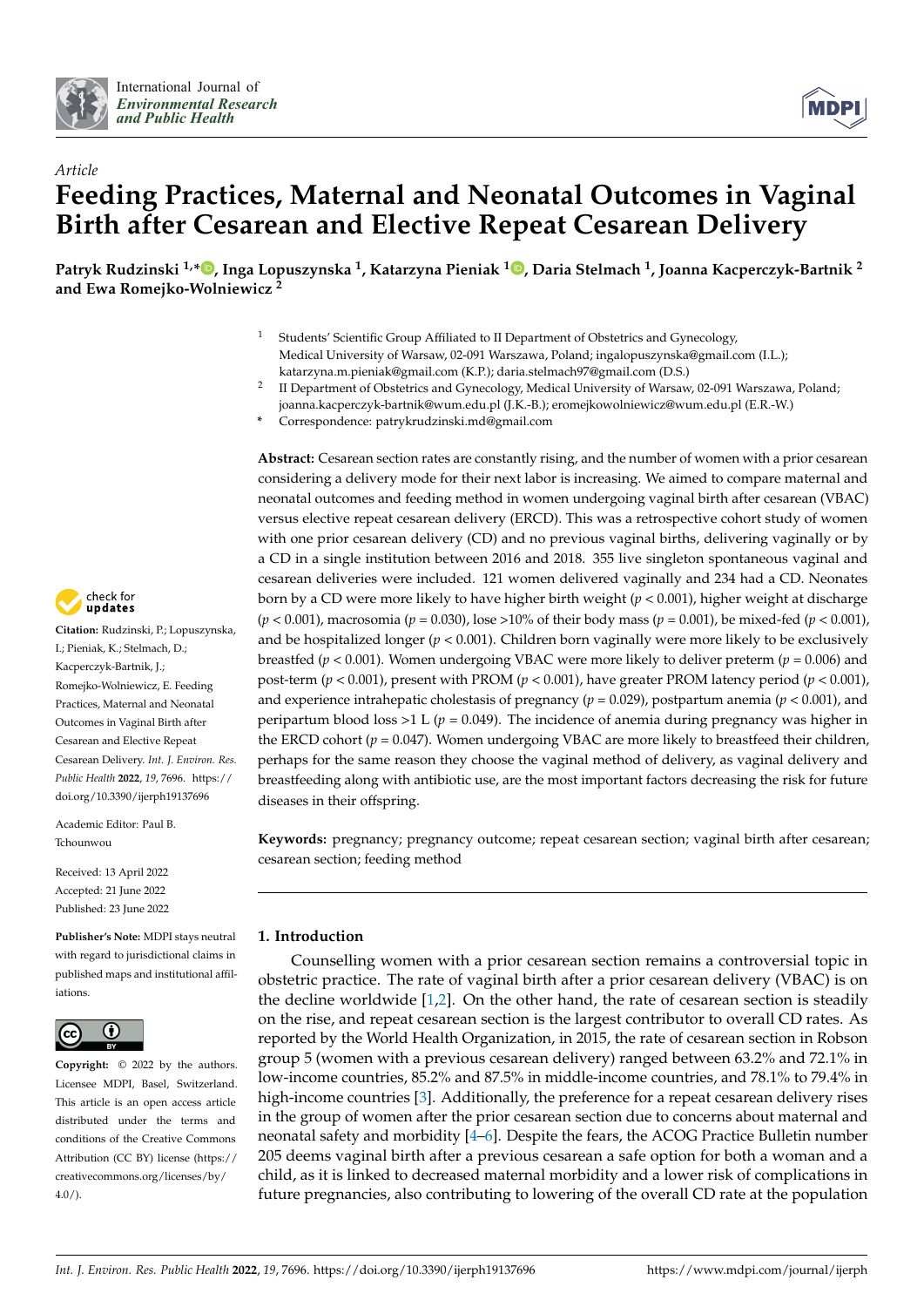*Article*

# Feeding Practices, Maternal and Neonatal Outcomes in Vaginal Birth after Cesarean and Elective Repeat Cesarean Delivery

**Patryk Rudzinski [1,*], Inga Lopuszynska [1], Katarzyna Pieniak [1], Daria Stelmach [1], Joanna Kacperczyk-Bartnik [2] and Ewa Romejko-Wolniewicz [2]**

[1] Students' Scientific Group Affiliated to II Department of Obstetrics and Gynecology, Medical University of Warsaw, 02-091 Warszawa, Poland; ingalopuszynska@gmail.com (I.L.); katarzyna.m.pieniak@gmail.com (K.P.); daria.stelmach97@gmail.com (D.S.)

[2] II Department of Obstetrics and Gynecology, Medical University of Warsaw, 02-091 Warszawa, Poland; joanna.kacperczyk-bartnik@wum.edu.pl (J.K.-B.); eromejkowolniewicz@wum.edu.pl (E.R.-W.)

* Correspondence: patrykrudzinski.md@gmail.com

**Abstract:** Cesarean section rates are constantly rising, and the number of women with a prior cesarean considering a delivery mode for their next labor is increasing. We aimed to compare maternal and neonatal outcomes and feeding method in women undergoing vaginal birth after cesarean (VBAC) versus elective repeat cesarean delivery (ERCD). This was a retrospective cohort study of women with one prior cesarean delivery (CD) and no previous vaginal births, delivering vaginally or by a CD in a single institution between 2016 and 2018. 355 live singleton spontaneous vaginal and cesarean deliveries were included. 121 women delivered vaginally and 234 had a CD. Neonates born by a CD were more likely to have higher birth weight ($p < 0.001$), higher weight at discharge ($p < 0.001$), macrosomia ($p = 0.030$), lose >10% of their body mass ($p = 0.001$), be mixed-fed ($p < 0.001$), and be hospitalized longer ($p < 0.001$). Children born vaginally were more likely to be exclusively breastfed ($p < 0.001$). Women undergoing VBAC were more likely to deliver preterm ($p = 0.006$) and post-term ($p < 0.001$), present with PROM ($p < 0.001$), have greater PROM latency period ($p < 0.001$), and experience intrahepatic cholestasis of pregnancy ($p = 0.029$), postpartum anemia ($p < 0.001$), and peripartum blood loss >1 L ($p = 0.049$). The incidence of anemia during pregnancy was higher in the ERCD cohort ($p = 0.047$). Women undergoing VBAC are more likely to breastfeed their children, perhaps for the same reason they choose the vaginal method of delivery, as vaginal delivery and breastfeeding along with antibiotic use, are the most important factors decreasing the risk for future diseases in their offspring.

**Keywords:** pregnancy; pregnancy outcome; repeat cesarean section; vaginal birth after cesarean; cesarean section; feeding method

**Citation:** Rudzinski, P.; Lopuszynska, I.; Pieniak, K.; Stelmach, D.; Kacperczyk-Bartnik, J.; Romejko-Wolniewicz, E. Feeding Practices, Maternal and Neonatal Outcomes in Vaginal Birth after Cesarean and Elective Repeat Cesarean Delivery. *Int. J. Environ. Res. Public Health* **2022**, *19*, 7696. https://doi.org/10.3390/ijerph19137696

Academic Editor: Paul B. Tchounwou

Received: 13 April 2022
Accepted: 21 June 2022
Published: 23 June 2022

**Publisher's Note:** MDPI stays neutral with regard to jurisdictional claims in published maps and institutional affiliations.

**Copyright:** © 2022 by the authors. Licensee MDPI, Basel, Switzerland. This article is an open access article distributed under the terms and conditions of the Creative Commons Attribution (CC BY) license (https://creativecommons.org/licenses/by/4.0/).

## 1. Introduction

Counselling women with a prior cesarean section remains a controversial topic in obstetric practice. The rate of vaginal birth after a prior cesarean delivery (VBAC) is on the decline worldwide [1,2]. On the other hand, the rate of cesarean section is steadily on the rise, and repeat cesarean section is the largest contributor to overall CD rates. As reported by the World Health Organization, in 2015, the rate of cesarean section in Robson group 5 (women with a previous cesarean delivery) ranged between 63.2% and 72.1% in low-income countries, 85.2% and 87.5% in middle-income countries, and 78.1% to 79.4% in high-income countries [3]. Additionally, the preference for a repeat cesarean delivery rises in the group of women after the prior cesarean section due to concerns about maternal and neonatal safety and morbidity [4–6]. Despite the fears, the ACOG Practice Bulletin number 205 deems vaginal birth after a previous cesarean a safe option for both a woman and a child, as it is linked to decreased maternal morbidity and a lower risk of complications in future pregnancies, also contributing to lowering of the overall CD rate at the population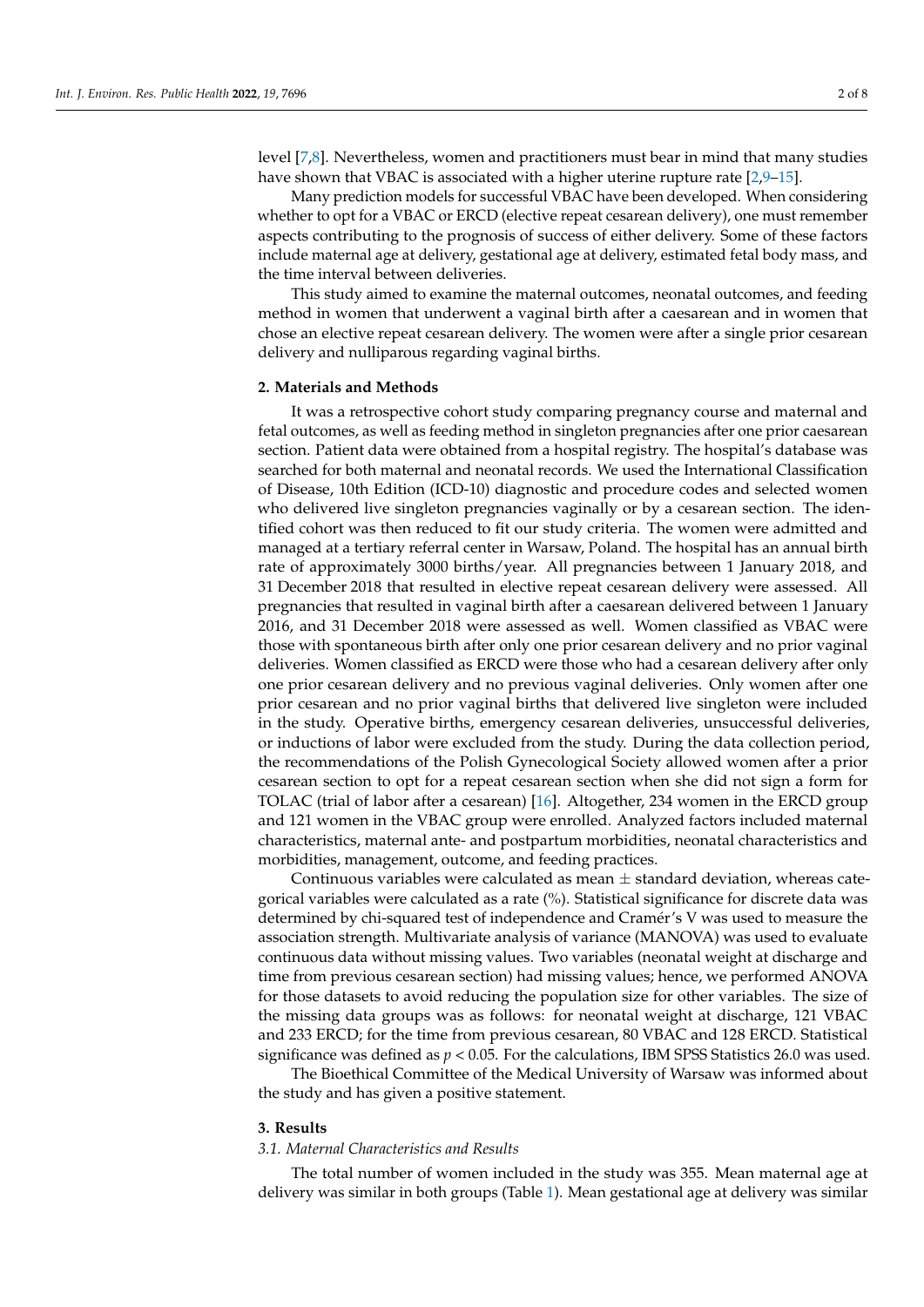level [7,8]. Nevertheless, women and practitioners must bear in mind that many studies have shown that VBAC is associated with a higher uterine rupture rate [2,9–15].

Many prediction models for successful VBAC have been developed. When considering whether to opt for a VBAC or ERCD (elective repeat cesarean delivery), one must remember aspects contributing to the prognosis of success of either delivery. Some of these factors include maternal age at delivery, gestational age at delivery, estimated fetal body mass, and the time interval between deliveries.

This study aimed to examine the maternal outcomes, neonatal outcomes, and feeding method in women that underwent a vaginal birth after a caesarean and in women that chose an elective repeat cesarean delivery. The women were after a single prior cesarean delivery and nulliparous regarding vaginal births.

## 2. Materials and Methods

It was a retrospective cohort study comparing pregnancy course and maternal and fetal outcomes, as well as feeding method in singleton pregnancies after one prior caesarean section. Patient data were obtained from a hospital registry. The hospital's database was searched for both maternal and neonatal records. We used the International Classification of Disease, 10th Edition (ICD-10) diagnostic and procedure codes and selected women who delivered live singleton pregnancies vaginally or by a cesarean section. The identified cohort was then reduced to fit our study criteria. The women were admitted and managed at a tertiary referral center in Warsaw, Poland. The hospital has an annual birth rate of approximately 3000 births/year. All pregnancies between 1 January 2018, and 31 December 2018 that resulted in elective repeat cesarean delivery were assessed. All pregnancies that resulted in vaginal birth after a caesarean delivered between 1 January 2016, and 31 December 2018 were assessed as well. Women classified as VBAC were those with spontaneous birth after only one prior cesarean delivery and no prior vaginal deliveries. Women classified as ERCD were those who had a cesarean delivery after only one prior cesarean delivery and no previous vaginal deliveries. Only women after one prior cesarean and no prior vaginal births that delivered live singleton were included in the study. Operative births, emergency cesarean deliveries, unsuccessful deliveries, or inductions of labor were excluded from the study. During the data collection period, the recommendations of the Polish Gynecological Society allowed women after a prior cesarean section to opt for a repeat cesarean section when she did not sign a form for TOLAC (trial of labor after a cesarean) [16]. Altogether, 234 women in the ERCD group and 121 women in the VBAC group were enrolled. Analyzed factors included maternal characteristics, maternal ante- and postpartum morbidities, neonatal characteristics and morbidities, management, outcome, and feeding practices.

Continuous variables were calculated as mean $\pm$ standard deviation, whereas categorical variables were calculated as a rate (%). Statistical significance for discrete data was determined by chi-squared test of independence and Cramér's V was used to measure the association strength. Multivariate analysis of variance (MANOVA) was used to evaluate continuous data without missing values. Two variables (neonatal weight at discharge and time from previous cesarean section) had missing values; hence, we performed ANOVA for those datasets to avoid reducing the population size for other variables. The size of the missing data groups was as follows: for neonatal weight at discharge, 121 VBAC and 233 ERCD; for the time from previous cesarean, 80 VBAC and 128 ERCD. Statistical significance was defined as $p < 0.05$. For the calculations, IBM SPSS Statistics 26.0 was used.

The Bioethical Committee of the Medical University of Warsaw was informed about the study and has given a positive statement.

## 3. Results

### 3.1. Maternal Characteristics and Results

The total number of women included in the study was 355. Mean maternal age at delivery was similar in both groups (Table 1). Mean gestational age at delivery was similar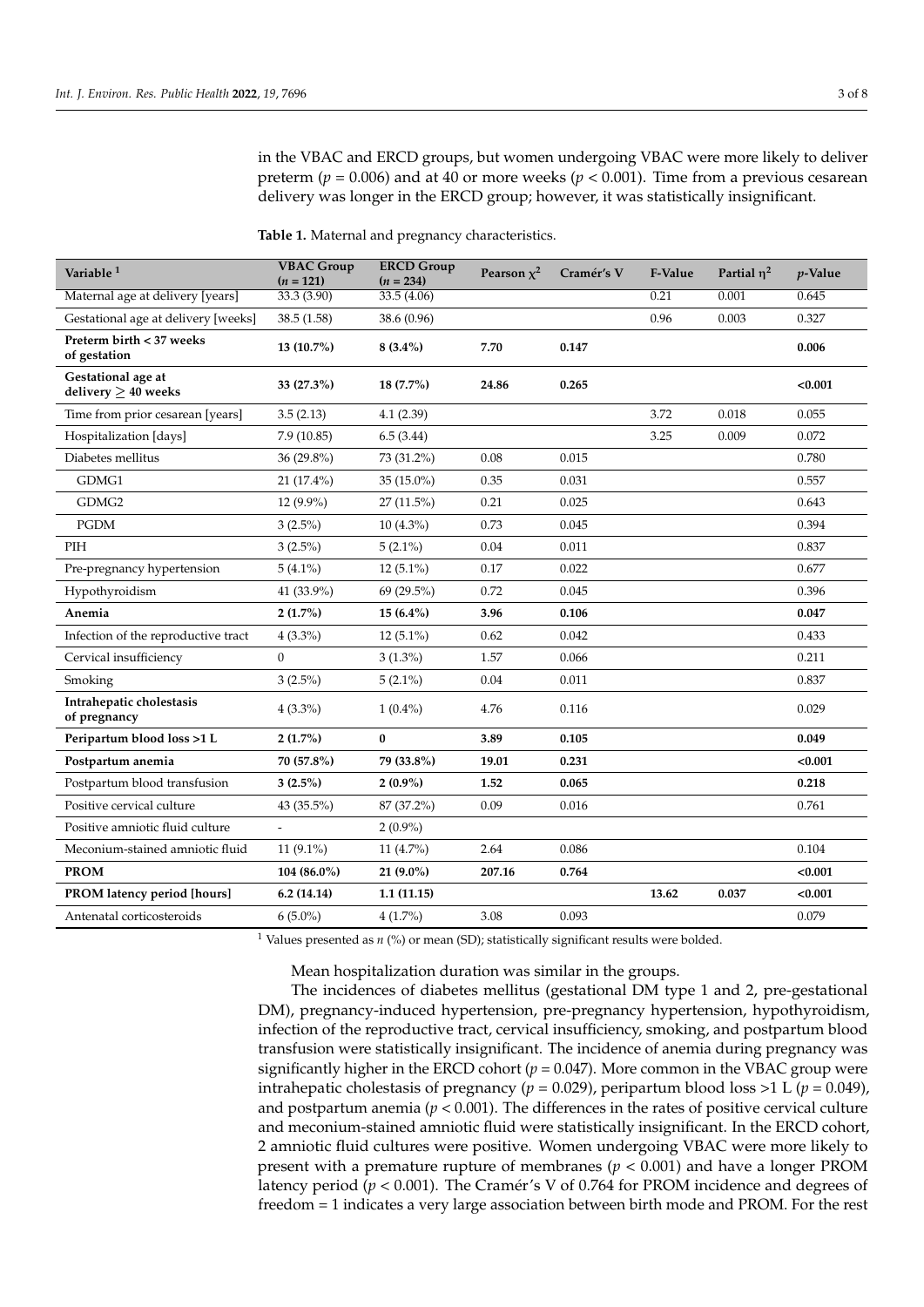in the VBAC and ERCD groups, but women undergoing VBAC were more likely to deliver preterm ($p = 0.006$) and at 40 or more weeks ($p < 0.001$). Time from a previous cesarean delivery was longer in the ERCD group; however, it was statistically insignificant.

**Table 1.** Maternal and pregnancy characteristics.

| Variable [1] | VBAC Group ($n = 121$) | ERCD Group ($n = 234$) | Pearson $\chi^2$ | Cramér's V | F-Value | Partial $\eta^2$ | $p$-Value |
|---|---|---|---|---|---|---|---|
| Maternal age at delivery [years] | 33.3 (3.90) | 33.5 (4.06) | | | 0.21 | 0.001 | 0.645 |
| Gestational age at delivery [weeks] | 38.5 (1.58) | 38.6 (0.96) | | | 0.96 | 0.003 | 0.327 |
| **Preterm birth < 37 weeks of gestation** | **13 (10.7%)** | **8 (3.4%)** | **7.70** | **0.147** | | | **0.006** |
| **Gestational age at delivery ≥ 40 weeks** | **33 (27.3%)** | **18 (7.7%)** | **24.86** | **0.265** | | | **<0.001** |
| Time from prior cesarean [years] | 3.5 (2.13) | 4.1 (2.39) | | | 3.72 | 0.018 | 0.055 |
| Hospitalization [days] | 7.9 (10.85) | 6.5 (3.44) | | | 3.25 | 0.009 | 0.072 |
| Diabetes mellitus | 36 (29.8%) | 73 (31.2%) | 0.08 | 0.015 | | | 0.780 |
| GDMG1 | 21 (17.4%) | 35 (15.0%) | 0.35 | 0.031 | | | 0.557 |
| GDMG2 | 12 (9.9%) | 27 (11.5%) | 0.21 | 0.025 | | | 0.643 |
| PGDM | 3 (2.5%) | 10 (4.3%) | 0.73 | 0.045 | | | 0.394 |
| PIH | 3 (2.5%) | 5 (2.1%) | 0.04 | 0.011 | | | 0.837 |
| Pre-pregnancy hypertension | 5 (4.1%) | 12 (5.1%) | 0.17 | 0.022 | | | 0.677 |
| Hypothyroidism | 41 (33.9%) | 69 (29.5%) | 0.72 | 0.045 | | | 0.396 |
| **Anemia** | **2 (1.7%)** | **15 (6.4%)** | **3.96** | **0.106** | | | **0.047** |
| Infection of the reproductive tract | 4 (3.3%) | 12 (5.1%) | 0.62 | 0.042 | | | 0.433 |
| Cervical insufficiency | 0 | 3 (1.3%) | 1.57 | 0.066 | | | 0.211 |
| Smoking | 3 (2.5%) | 5 (2.1%) | 0.04 | 0.011 | | | 0.837 |
| **Intrahepatic cholestasis of pregnancy** | 4 (3.3%) | 1 (0.4%) | 4.76 | 0.116 | | | 0.029 |
| **Peripartum blood loss >1 L** | **2 (1.7%)** | **0** | **3.89** | **0.105** | | | **0.049** |
| **Postpartum anemia** | **70 (57.8%)** | **79 (33.8%)** | **19.01** | **0.231** | | | **<0.001** |
| Postpartum blood transfusion | **3 (2.5%)** | **2 (0.9%)** | **1.52** | **0.065** | | | **0.218** |
| Positive cervical culture | 43 (35.5%) | 87 (37.2%) | 0.09 | 0.016 | | | 0.761 |
| Positive amniotic fluid culture | - | 2 (0.9%) | | | | | |
| Meconium-stained amniotic fluid | 11 (9.1%) | 11 (4.7%) | 2.64 | 0.086 | | | 0.104 |
| **PROM** | **104 (86.0%)** | **21 (9.0%)** | **207.16** | **0.764** | | | **<0.001** |
| **PROM latency period [hours]** | **6.2 (14.14)** | **1.1 (11.15)** | | | **13.62** | **0.037** | **<0.001** |
| Antenatal corticosteroids | 6 (5.0%) | 4 (1.7%) | 3.08 | 0.093 | | | 0.079 |

[1] Values presented as $n$ (%) or mean (SD); statistically significant results were bolded.

Mean hospitalization duration was similar in the groups.

The incidences of diabetes mellitus (gestational DM type 1 and 2, pre-gestational DM), pregnancy-induced hypertension, pre-pregnancy hypertension, hypothyroidism, infection of the reproductive tract, cervical insufficiency, smoking, and postpartum blood transfusion were statistically insignificant. The incidence of anemia during pregnancy was significantly higher in the ERCD cohort ($p = 0.047$). More common in the VBAC group were intrahepatic cholestasis of pregnancy ($p = 0.029$), peripartum blood loss >1 L ($p = 0.049$), and postpartum anemia ($p < 0.001$). The differences in the rates of positive cervical culture and meconium-stained amniotic fluid were statistically insignificant. In the ERCD cohort, 2 amniotic fluid cultures were positive. Women undergoing VBAC were more likely to present with a premature rupture of membranes ($p < 0.001$) and have a longer PROM latency period ($p < 0.001$). The Cramér's V of 0.764 for PROM incidence and degrees of freedom = 1 indicates a very large association between birth mode and PROM. For the rest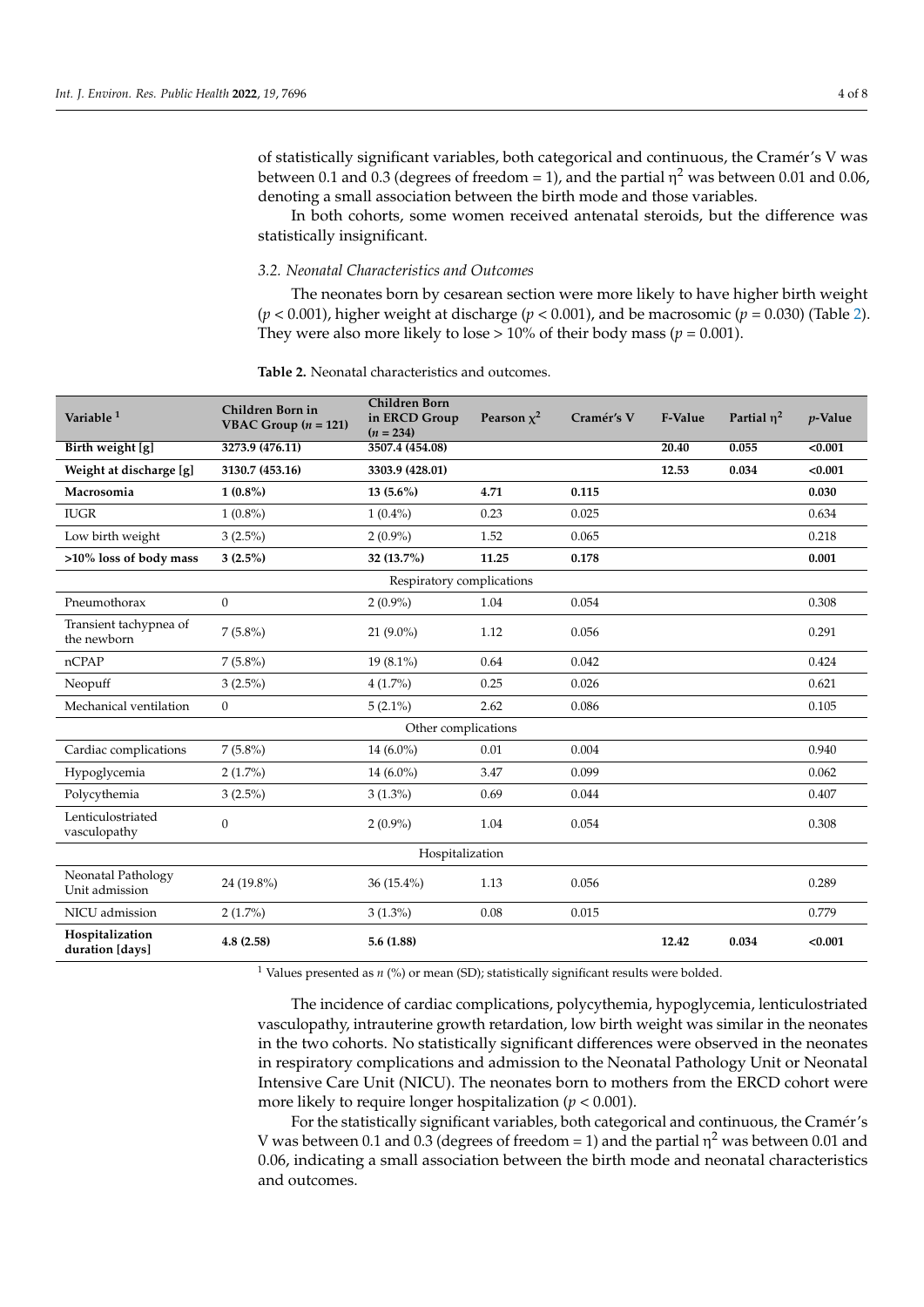of statistically significant variables, both categorical and continuous, the Cramér's V was between 0.1 and 0.3 (degrees of freedom = 1), and the partial $\eta^2$ was between 0.01 and 0.06, denoting a small association between the birth mode and those variables.

In both cohorts, some women received antenatal steroids, but the difference was statistically insignificant.

### *3.2. Neonatal Characteristics and Outcomes*

The neonates born by cesarean section were more likely to have higher birth weight ($p < 0.001$), higher weight at discharge ($p < 0.001$), and be macrosomic ($p = 0.030$) (Table 2). They were also more likely to lose > 10% of their body mass ($p = 0.001$).

**Table 2.** Neonatal characteristics and outcomes.

| Variable [1] | Children Born in VBAC Group ($n$ = 121) | Children Born in ERCD Group ($n$ = 234) | Pearson $\chi^2$ | Cramér's V | F-Value | Partial $\eta^2$ | $p$-Value |
|---|---|---|---|---|---|---|---|
| **Birth weight [g]** | **3273.9 (476.11)** | **3507.4 (454.08)** | | | **20.40** | **0.055** | **<0.001** |
| **Weight at discharge [g]** | **3130.7 (453.16)** | **3303.9 (428.01)** | | | **12.53** | **0.034** | **<0.001** |
| **Macrosomia** | **1 (0.8%)** | **13 (5.6%)** | **4.71** | **0.115** | | | **0.030** |
| IUGR | 1 (0.8%) | 1 (0.4%) | 0.23 | 0.025 | | | 0.634 |
| Low birth weight | 3 (2.5%) | 2 (0.9%) | 1.52 | 0.065 | | | 0.218 |
| **>10% loss of body mass** | **3 (2.5%)** | **32 (13.7%)** | **11.25** | **0.178** | | | **0.001** |
| Respiratory complications | | | | | | | |
| Pneumothorax | 0 | 2 (0.9%) | 1.04 | 0.054 | | | 0.308 |
| Transient tachypnea of the newborn | 7 (5.8%) | 21 (9.0%) | 1.12 | 0.056 | | | 0.291 |
| nCPAP | 7 (5.8%) | 19 (8.1%) | 0.64 | 0.042 | | | 0.424 |
| Neopuff | 3 (2.5%) | 4 (1.7%) | 0.25 | 0.026 | | | 0.621 |
| Mechanical ventilation | 0 | 5 (2.1%) | 2.62 | 0.086 | | | 0.105 |
| Other complications | | | | | | | |
| Cardiac complications | 7 (5.8%) | 14 (6.0%) | 0.01 | 0.004 | | | 0.940 |
| Hypoglycemia | 2 (1.7%) | 14 (6.0%) | 3.47 | 0.099 | | | 0.062 |
| Polycythemia | 3 (2.5%) | 3 (1.3%) | 0.69 | 0.044 | | | 0.407 |
| Lenticulostriated vasculopathy | 0 | 2 (0.9%) | 1.04 | 0.054 | | | 0.308 |
| Hospitalization | | | | | | | |
| Neonatal Pathology Unit admission | 24 (19.8%) | 36 (15.4%) | 1.13 | 0.056 | | | 0.289 |
| NICU admission | 2 (1.7%) | 3 (1.3%) | 0.08 | 0.015 | | | 0.779 |
| **Hospitalization duration [days]** | **4.8 (2.58)** | **5.6 (1.88)** | | | **12.42** | **0.034** | **<0.001** |

[1] Values presented as $n$ (%) or mean (SD); statistically significant results were bolded.

The incidence of cardiac complications, polycythemia, hypoglycemia, lenticulostriated vasculopathy, intrauterine growth retardation, low birth weight was similar in the neonates in the two cohorts. No statistically significant differences were observed in the neonates in respiratory complications and admission to the Neonatal Pathology Unit or Neonatal Intensive Care Unit (NICU). The neonates born to mothers from the ERCD cohort were more likely to require longer hospitalization ($p < 0.001$).

For the statistically significant variables, both categorical and continuous, the Cramér's V was between 0.1 and 0.3 (degrees of freedom = 1) and the partial $\eta^2$ was between 0.01 and 0.06, indicating a small association between the birth mode and neonatal characteristics and outcomes.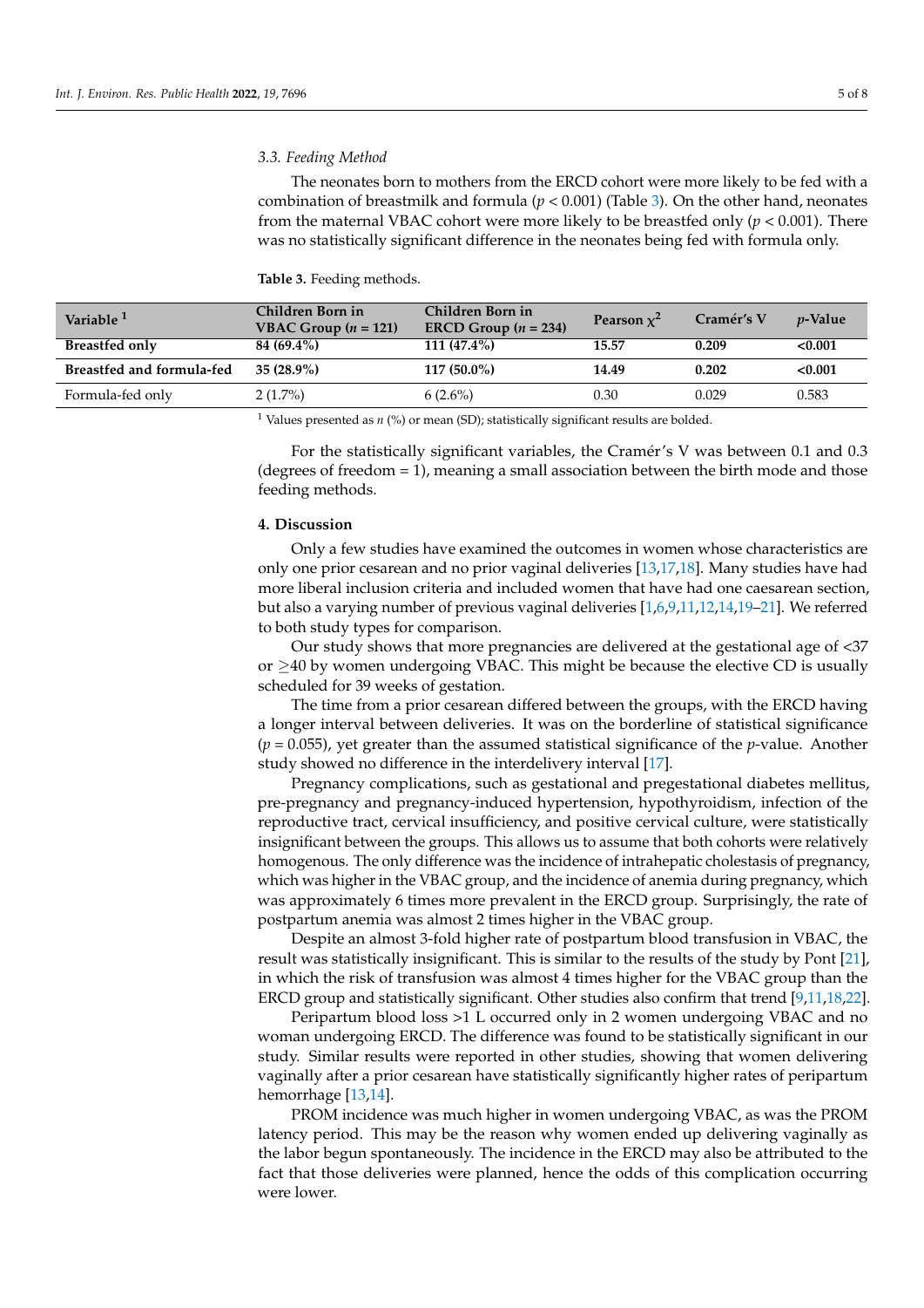### 3.3. Feeding Method

The neonates born to mothers from the ERCD cohort were more likely to be fed with a combination of breastmilk and formula ($p < 0.001$) (Table 3). On the other hand, neonates from the maternal VBAC cohort were more likely to be breastfed only ($p < 0.001$). There was no statistically significant difference in the neonates being fed with formula only.

**Table 3.** Feeding methods.

| Variable [1] | Children Born in VBAC Group ($n$ = 121) | Children Born in ERCD Group ($n$ = 234) | Pearson $\chi^2$ | Cramér's V | $p$-Value |
|---|---|---|---|---|---|
| **Breastfed only** | **84 (69.4%)** | **111 (47.4%)** | **15.57** | **0.209** | **<0.001** |
| **Breastfed and formula-fed** | **35 (28.9%)** | **117 (50.0%)** | **14.49** | **0.202** | **<0.001** |
| Formula-fed only | 2 (1.7%) | 6 (2.6%) | 0.30 | 0.029 | 0.583 |

[1] Values presented as $n$ (%) or mean (SD); statistically significant results are bolded.

For the statistically significant variables, the Cramér's V was between 0.1 and 0.3 (degrees of freedom = 1), meaning a small association between the birth mode and those feeding methods.

## 4. Discussion

Only a few studies have examined the outcomes in women whose characteristics are only one prior cesarean and no prior vaginal deliveries [13,17,18]. Many studies have had more liberal inclusion criteria and included women that have had one caesarean section, but also a varying number of previous vaginal deliveries [1,6,9,11,12,14,19–21]. We referred to both study types for comparison.

Our study shows that more pregnancies are delivered at the gestational age of <37 or ≥40 by women undergoing VBAC. This might be because the elective CD is usually scheduled for 39 weeks of gestation.

The time from a prior cesarean differed between the groups, with the ERCD having a longer interval between deliveries. It was on the borderline of statistical significance ($p = 0.055$), yet greater than the assumed statistical significance of the $p$-value. Another study showed no difference in the interdelivery interval [17].

Pregnancy complications, such as gestational and pregestational diabetes mellitus, pre-pregnancy and pregnancy-induced hypertension, hypothyroidism, infection of the reproductive tract, cervical insufficiency, and positive cervical culture, were statistically insignificant between the groups. This allows us to assume that both cohorts were relatively homogenous. The only difference was the incidence of intrahepatic cholestasis of pregnancy, which was higher in the VBAC group, and the incidence of anemia during pregnancy, which was approximately 6 times more prevalent in the ERCD group. Surprisingly, the rate of postpartum anemia was almost 2 times higher in the VBAC group.

Despite an almost 3-fold higher rate of postpartum blood transfusion in VBAC, the result was statistically insignificant. This is similar to the results of the study by Pont [21], in which the risk of transfusion was almost 4 times higher for the VBAC group than the ERCD group and statistically significant. Other studies also confirm that trend [9,11,18,22].

Peripartum blood loss >1 L occurred only in 2 women undergoing VBAC and no woman undergoing ERCD. The difference was found to be statistically significant in our study. Similar results were reported in other studies, showing that women delivering vaginally after a prior cesarean have statistically significantly higher rates of peripartum hemorrhage [13,14].

PROM incidence was much higher in women undergoing VBAC, as was the PROM latency period. This may be the reason why women ended up delivering vaginally as the labor begun spontaneously. The incidence in the ERCD may also be attributed to the fact that those deliveries were planned, hence the odds of this complication occurring were lower.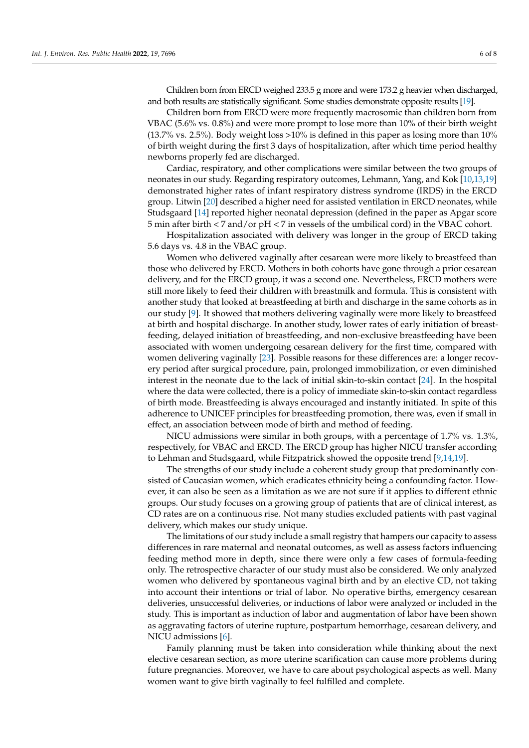Children born from ERCD weighed 233.5 g more and were 173.2 g heavier when discharged, and both results are statistically significant. Some studies demonstrate opposite results [19].

Children born from ERCD were more frequently macrosomic than children born from VBAC (5.6% vs. 0.8%) and were more prompt to lose more than 10% of their birth weight (13.7% vs. 2.5%). Body weight loss >10% is defined in this paper as losing more than 10% of birth weight during the first 3 days of hospitalization, after which time period healthy newborns properly fed are discharged.

Cardiac, respiratory, and other complications were similar between the two groups of neonates in our study. Regarding respiratory outcomes, Lehmann, Yang, and Kok [10,13,19] demonstrated higher rates of infant respiratory distress syndrome (IRDS) in the ERCD group. Litwin [20] described a higher need for assisted ventilation in ERCD neonates, while Studsgaard [14] reported higher neonatal depression (defined in the paper as Apgar score 5 min after birth < 7 and/or pH < 7 in vessels of the umbilical cord) in the VBAC cohort.

Hospitalization associated with delivery was longer in the group of ERCD taking 5.6 days vs. 4.8 in the VBAC group.

Women who delivered vaginally after cesarean were more likely to breastfeed than those who delivered by ERCD. Mothers in both cohorts have gone through a prior cesarean delivery, and for the ERCD group, it was a second one. Nevertheless, ERCD mothers were still more likely to feed their children with breastmilk and formula. This is consistent with another study that looked at breastfeeding at birth and discharge in the same cohorts as in our study [9]. It showed that mothers delivering vaginally were more likely to breastfeed at birth and hospital discharge. In another study, lower rates of early initiation of breastfeeding, delayed initiation of breastfeeding, and non-exclusive breastfeeding have been associated with women undergoing cesarean delivery for the first time, compared with women delivering vaginally [23]. Possible reasons for these differences are: a longer recovery period after surgical procedure, pain, prolonged immobilization, or even diminished interest in the neonate due to the lack of initial skin-to-skin contact [24]. In the hospital where the data were collected, there is a policy of immediate skin-to-skin contact regardless of birth mode. Breastfeeding is always encouraged and instantly initiated. In spite of this adherence to UNICEF principles for breastfeeding promotion, there was, even if small in effect, an association between mode of birth and method of feeding.

NICU admissions were similar in both groups, with a percentage of 1.7% vs. 1.3%, respectively, for VBAC and ERCD. The ERCD group has higher NICU transfer according to Lehman and Studsgaard, while Fitzpatrick showed the opposite trend [9,14,19].

The strengths of our study include a coherent study group that predominantly consisted of Caucasian women, which eradicates ethnicity being a confounding factor. However, it can also be seen as a limitation as we are not sure if it applies to different ethnic groups. Our study focuses on a growing group of patients that are of clinical interest, as CD rates are on a continuous rise. Not many studies excluded patients with past vaginal delivery, which makes our study unique.

The limitations of our study include a small registry that hampers our capacity to assess differences in rare maternal and neonatal outcomes, as well as assess factors influencing feeding method more in depth, since there were only a few cases of formula-feeding only. The retrospective character of our study must also be considered. We only analyzed women who delivered by spontaneous vaginal birth and by an elective CD, not taking into account their intentions or trial of labor. No operative births, emergency cesarean deliveries, unsuccessful deliveries, or inductions of labor were analyzed or included in the study. This is important as induction of labor and augmentation of labor have been shown as aggravating factors of uterine rupture, postpartum hemorrhage, cesarean delivery, and NICU admissions [6].

Family planning must be taken into consideration while thinking about the next elective cesarean section, as more uterine scarification can cause more problems during future pregnancies. Moreover, we have to care about psychological aspects as well. Many women want to give birth vaginally to feel fulfilled and complete.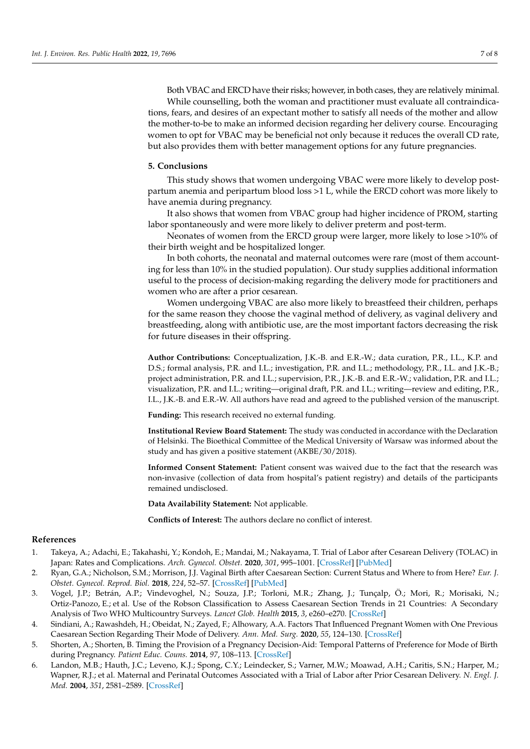Both VBAC and ERCD have their risks; however, in both cases, they are relatively minimal. While counselling, both the woman and practitioner must evaluate all contraindications, fears, and desires of an expectant mother to satisfy all needs of the mother and allow the mother-to-be to make an informed decision regarding her delivery course. Encouraging women to opt for VBAC may be beneficial not only because it reduces the overall CD rate, but also provides them with better management options for any future pregnancies.

## 5. Conclusions

This study shows that women undergoing VBAC were more likely to develop postpartum anemia and peripartum blood loss >1 L, while the ERCD cohort was more likely to have anemia during pregnancy.

It also shows that women from VBAC group had higher incidence of PROM, starting labor spontaneously and were more likely to deliver preterm and post-term.

Neonates of women from the ERCD group were larger, more likely to lose >10% of their birth weight and be hospitalized longer.

In both cohorts, the neonatal and maternal outcomes were rare (most of them accounting for less than 10% in the studied population). Our study supplies additional information useful to the process of decision-making regarding the delivery mode for practitioners and women who are after a prior cesarean.

Women undergoing VBAC are also more likely to breastfeed their children, perhaps for the same reason they choose the vaginal method of delivery, as vaginal delivery and breastfeeding, along with antibiotic use, are the most important factors decreasing the risk for future diseases in their offspring.

**Author Contributions:** Conceptualization, J.K.-B. and E.R.-W.; data curation, P.R., I.L., K.P. and D.S.; formal analysis, P.R. and I.L.; investigation, P.R. and I.L.; methodology, P.R., I.L. and J.K.-B.; project administration, P.R. and I.L.; supervision, P.R., J.K.-B. and E.R.-W.; validation, P.R. and I.L.; visualization, P.R. and I.L.; writing—original draft, P.R. and I.L.; writing—review and editing, P.R., I.L., J.K.-B. and E.R.-W. All authors have read and agreed to the published version of the manuscript.

**Funding:** This research received no external funding.

**Institutional Review Board Statement:** The study was conducted in accordance with the Declaration of Helsinki. The Bioethical Committee of the Medical University of Warsaw was informed about the study and has given a positive statement (AKBE/30/2018).

**Informed Consent Statement:** Patient consent was waived due to the fact that the research was non-invasive (collection of data from hospital's patient registry) and details of the participants remained undisclosed.

**Data Availability Statement:** Not applicable.

**Conflicts of Interest:** The authors declare no conflict of interest.

## References

1. Takeya, A.; Adachi, E.; Takahashi, Y.; Kondoh, E.; Mandai, M.; Nakayama, T. Trial of Labor after Cesarean Delivery (TOLAC) in Japan: Rates and Complications. *Arch. Gynecol. Obstet.* **2020**, *301*, 995–1001. [CrossRef] [PubMed]
2. Ryan, G.A.; Nicholson, S.M.; Morrison, J.J. Vaginal Birth after Caesarean Section: Current Status and Where to from Here? *Eur. J. Obstet. Gynecol. Reprod. Biol.* **2018**, *224*, 52–57. [CrossRef] [PubMed]
3. Vogel, J.P.; Betrán, A.P.; Vindevoghel, N.; Souza, J.P.; Torloni, M.R.; Zhang, J.; Tunçalp, Ö.; Mori, R.; Morisaki, N.; Ortiz-Panozo, E.; et al. Use of the Robson Classification to Assess Caesarean Section Trends in 21 Countries: A Secondary Analysis of Two WHO Multicountry Surveys. *Lancet Glob. Health* **2015**, *3*, e260–e270. [CrossRef]
4. Sindiani, A.; Rawashdeh, H.; Obeidat, N.; Zayed, F.; Alhowary, A.A. Factors That Influenced Pregnant Women with One Previous Caesarean Section Regarding Their Mode of Delivery. *Ann. Med. Surg.* **2020**, *55*, 124–130. [CrossRef]
5. Shorten, A.; Shorten, B. Timing the Provision of a Pregnancy Decision-Aid: Temporal Patterns of Preference for Mode of Birth during Pregnancy. *Patient Educ. Couns.* **2014**, *97*, 108–113. [CrossRef]
6. Landon, M.B.; Hauth, J.C.; Leveno, K.J.; Spong, C.Y.; Leindecker, S.; Varner, M.W.; Moawad, A.H.; Caritis, S.N.; Harper, M.; Wapner, R.J.; et al. Maternal and Perinatal Outcomes Associated with a Trial of Labor after Prior Cesarean Delivery. *N. Engl. J. Med.* **2004**, *351*, 2581–2589. [CrossRef]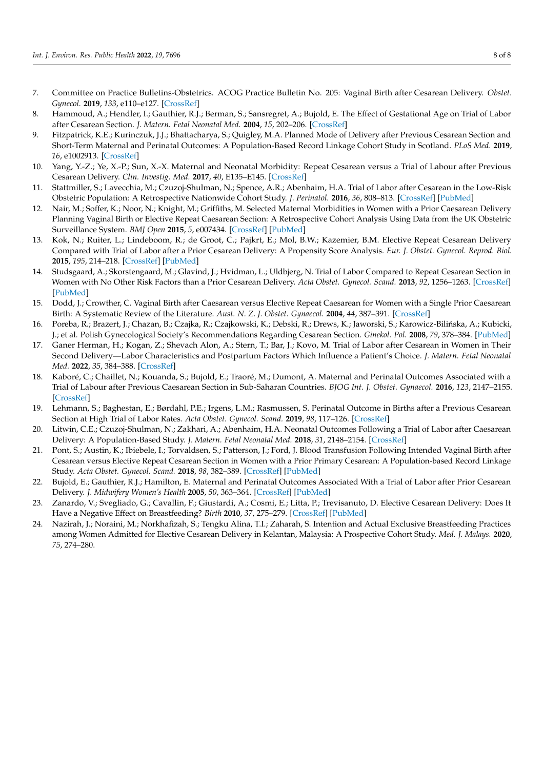7. Committee on Practice Bulletins-Obstetrics. ACOG Practice Bulletin No. 205: Vaginal Birth after Cesarean Delivery. *Obstet. Gynecol.* **2019**, *133*, e110–e127. [CrossRef]
8. Hammoud, A.; Hendler, I.; Gauthier, R.J.; Berman, S.; Sansregret, A.; Bujold, E. The Effect of Gestational Age on Trial of Labor after Cesarean Section. *J. Matern. Fetal Neonatal Med.* **2004**, *15*, 202–206. [CrossRef]
9. Fitzpatrick, K.E.; Kurinczuk, J.J.; Bhattacharya, S.; Quigley, M.A. Planned Mode of Delivery after Previous Cesarean Section and Short-Term Maternal and Perinatal Outcomes: A Population-Based Record Linkage Cohort Study in Scotland. *PLoS Med.* **2019**, *16*, e1002913. [CrossRef]
10. Yang, Y.-Z.; Ye, X.-P.; Sun, X.-X. Maternal and Neonatal Morbidity: Repeat Cesarean versus a Trial of Labour after Previous Cesarean Delivery. *Clin. Investig. Med.* **2017**, *40*, E135–E145. [CrossRef]
11. Stattmiller, S.; Lavecchia, M.; Czuzoj-Shulman, N.; Spence, A.R.; Abenhaim, H.A. Trial of Labor after Cesarean in the Low-Risk Obstetric Population: A Retrospective Nationwide Cohort Study. *J. Perinatol.* **2016**, *36*, 808–813. [CrossRef] [PubMed]
12. Nair, M.; Soffer, K.; Noor, N.; Knight, M.; Griffiths, M. Selected Maternal Morbidities in Women with a Prior Caesarean Delivery Planning Vaginal Birth or Elective Repeat Caesarean Section: A Retrospective Cohort Analysis Using Data from the UK Obstetric Surveillance System. *BMJ Open* **2015**, *5*, e007434. [CrossRef] [PubMed]
13. Kok, N.; Ruiter, L.; Lindeboom, R.; de Groot, C.; Pajkrt, E.; Mol, B.W.; Kazemier, B.M. Elective Repeat Cesarean Delivery Compared with Trial of Labor after a Prior Cesarean Delivery: A Propensity Score Analysis. *Eur. J. Obstet. Gynecol. Reprod. Biol.* **2015**, *195*, 214–218. [CrossRef] [PubMed]
14. Studsgaard, A.; Skorstengaard, M.; Glavind, J.; Hvidman, L.; Uldbjerg, N. Trial of Labor Compared to Repeat Cesarean Section in Women with No Other Risk Factors than a Prior Cesarean Delivery. *Acta Obstet. Gynecol. Scand.* **2013**, *92*, 1256–1263. [CrossRef] [PubMed]
15. Dodd, J.; Crowther, C. Vaginal Birth after Caesarean versus Elective Repeat Caesarean for Women with a Single Prior Caesarean Birth: A Systematic Review of the Literature. *Aust. N. Z. J. Obstet. Gynaecol.* **2004**, *44*, 387–391. [CrossRef]
16. Poreba, R.; Brazert, J.; Chazan, B.; Czajka, R.; Czajkowski, K.; Debski, R.; Drews, K.; Jaworski, S.; Karowicz-Bilińska, A.; Kubicki, J.; et al. Polish Gynecological Society's Recommendations Regarding Cesarean Section. *Ginekol. Pol.* **2008**, *79*, 378–384. [PubMed]
17. Ganer Herman, H.; Kogan, Z.; Shevach Alon, A.; Stern, T.; Bar, J.; Kovo, M. Trial of Labor after Cesarean in Women in Their Second Delivery—Labor Characteristics and Postpartum Factors Which Influence a Patient's Choice. *J. Matern. Fetal Neonatal Med.* **2022**, *35*, 384–388. [CrossRef]
18. Kaboré, C.; Chaillet, N.; Kouanda, S.; Bujold, E.; Traoré, M.; Dumont, A. Maternal and Perinatal Outcomes Associated with a Trial of Labour after Previous Caesarean Section in Sub-Saharan Countries. *BJOG Int. J. Obstet. Gynaecol.* **2016**, *123*, 2147–2155. [CrossRef]
19. Lehmann, S.; Baghestan, E.; Børdahl, P.E.; Irgens, L.M.; Rasmussen, S. Perinatal Outcome in Births after a Previous Cesarean Section at High Trial of Labor Rates. *Acta Obstet. Gynecol. Scand.* **2019**, *98*, 117–126. [CrossRef]
20. Litwin, C.E.; Czuzoj-Shulman, N.; Zakhari, A.; Abenhaim, H.A. Neonatal Outcomes Following a Trial of Labor after Caesarean Delivery: A Population-Based Study. *J. Matern. Fetal Neonatal Med.* **2018**, *31*, 2148–2154. [CrossRef]
21. Pont, S.; Austin, K.; Ibiebele, I.; Torvaldsen, S.; Patterson, J.; Ford, J. Blood Transfusion Following Intended Vaginal Birth after Cesarean versus Elective Repeat Cesarean Section in Women with a Prior Primary Cesarean: A Population-based Record Linkage Study. *Acta Obstet. Gynecol. Scand.* **2018**, *98*, 382–389. [CrossRef] [PubMed]
22. Bujold, E.; Gauthier, R.J.; Hamilton, E. Maternal and Perinatal Outcomes Associated With a Trial of Labor after Prior Cesarean Delivery. *J. Midwifery Women's Health* **2005**, *50*, 363–364. [CrossRef] [PubMed]
23. Zanardo, V.; Svegliado, G.; Cavallin, F.; Giustardi, A.; Cosmi, E.; Litta, P.; Trevisanuto, D. Elective Cesarean Delivery: Does It Have a Negative Effect on Breastfeeding? *Birth* **2010**, *37*, 275–279. [CrossRef] [PubMed]
24. Nazirah, J.; Noraini, M.; Norkhafizah, S.; Tengku Alina, T.I.; Zaharah, S. Intention and Actual Exclusive Breastfeeding Practices among Women Admitted for Elective Cesarean Delivery in Kelantan, Malaysia: A Prospective Cohort Study. *Med. J. Malays.* **2020**, *75*, 274–280.